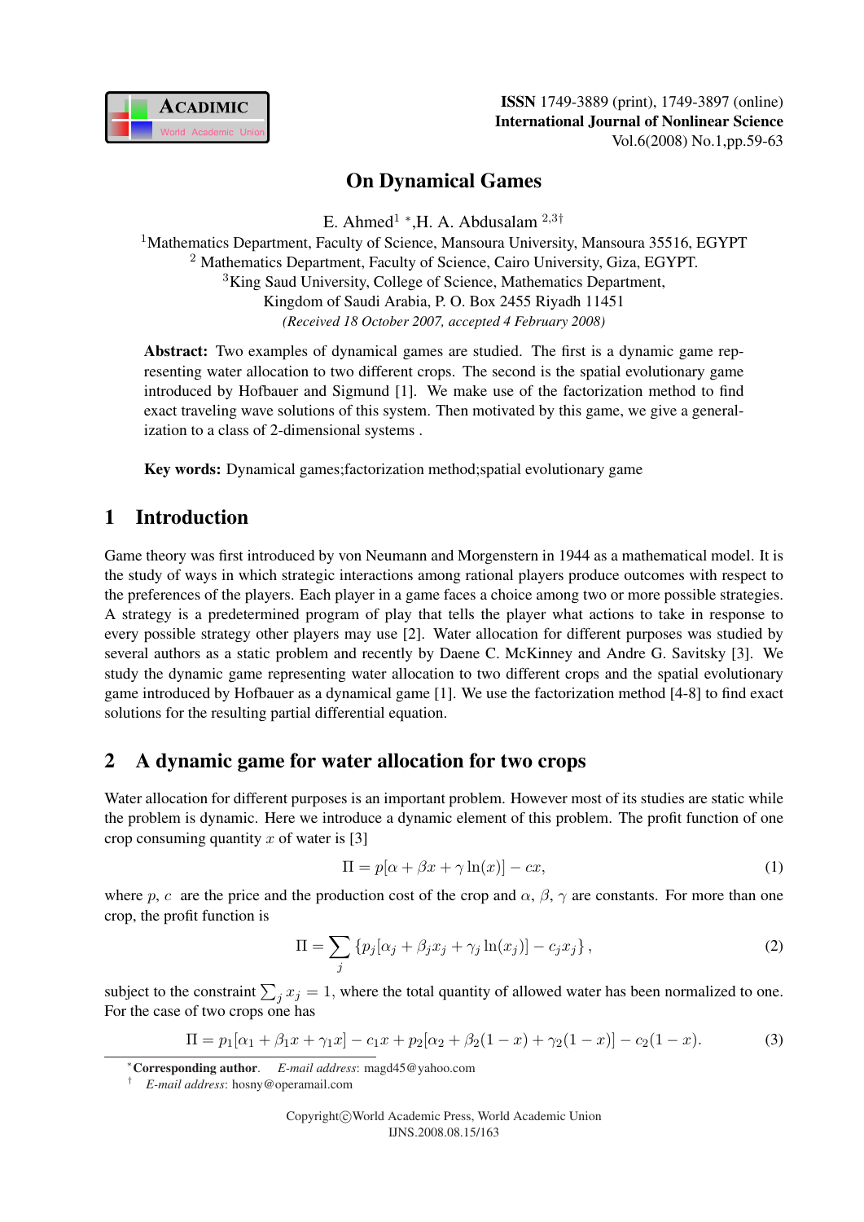# On Dynamical Games

E. Ahmed[1] *, H. A. Abdusalam [2,3†]

[1]Mathematics Department, Faculty of Science, Mansoura University, Mansoura 35516, EGYPT

[2] Mathematics Department, Faculty of Science, Cairo University, Giza, EGYPT.

[3]King Saud University, College of Science, Mathematics Department, Kingdom of Saudi Arabia, P. O. Box 2455 Riyadh 11451

*(Received 18 October 2007, accepted 4 February 2008)*

**Abstract:** Two examples of dynamical games are studied. The first is a dynamic game representing water allocation to two different crops. The second is the spatial evolutionary game introduced by Hofbauer and Sigmund [1]. We make use of the factorization method to find exact traveling wave solutions of this system. Then motivated by this game, we give a generalization to a class of 2-dimensional systems .

**Key words:** Dynamical games;factorization method;spatial evolutionary game

## 1 Introduction

Game theory was first introduced by von Neumann and Morgenstern in 1944 as a mathematical model. It is the study of ways in which strategic interactions among rational players produce outcomes with respect to the preferences of the players. Each player in a game faces a choice among two or more possible strategies. A strategy is a predetermined program of play that tells the player what actions to take in response to every possible strategy other players may use [2]. Water allocation for different purposes was studied by several authors as a static problem and recently by Daene C. McKinney and Andre G. Savitsky [3]. We study the dynamic game representing water allocation to two different crops and the spatial evolutionary game introduced by Hofbauer as a dynamical game [1]. We use the factorization method [4-8] to find exact solutions for the resulting partial differential equation.

## 2 A dynamic game for water allocation for two crops

Water allocation for different purposes is an important problem. However most of its studies are static while the problem is dynamic. Here we introduce a dynamic element of this problem. The profit function of one crop consuming quantity $x$ of water is [3]

$$\Pi = p[\alpha + \beta x + \gamma \ln(x)] - cx, \tag{1}$$

where $p$, $c$ are the price and the production cost of the crop and $\alpha$, $\beta$, $\gamma$ are constants. For more than one crop, the profit function is

$$\Pi = \sum_j \left\{ p_j[\alpha_j + \beta_j x_j + \gamma_j \ln(x_j)] - c_j x_j \right\}, \tag{2}$$

subject to the constraint $\sum_j x_j = 1$, where the total quantity of allowed water has been normalized to one. For the case of two crops one has

$$\Pi = p_1[\alpha_1 + \beta_1 x + \gamma_1 x] - c_1 x + p_2[\alpha_2 + \beta_2(1-x) + \gamma_2(1-x)] - c_2(1-x). \tag{3}$$

*Corresponding author. *E-mail address*: magd45@yahoo.com

† *E-mail address*: hosny@operamail.com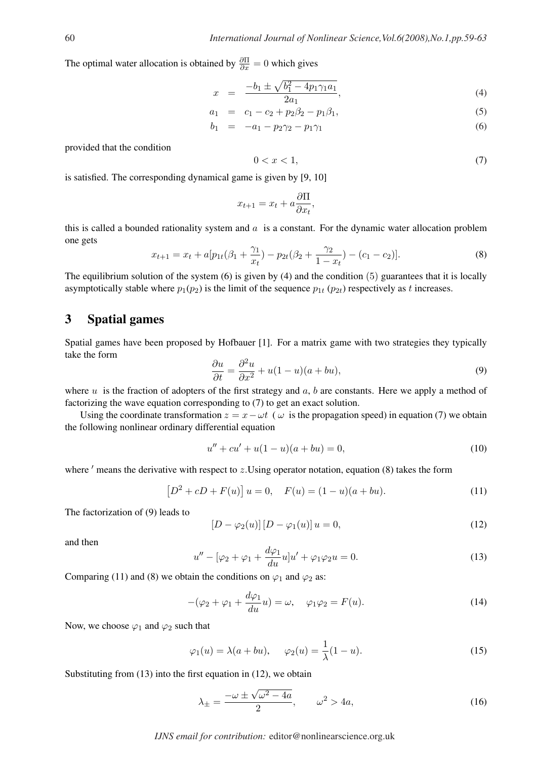The optimal water allocation is obtained by $\frac{\partial \Pi}{\partial x} = 0$ which gives

$$
\begin{aligned}
x &= \frac{-b_1 \pm \sqrt{b_1^2 - 4p_1\gamma_1 a_1}}{2a_1}, && (4)\\
a_1 &= c_1 - c_2 + p_2\beta_2 - p_1\beta_1, && (5)\\
b_1 &= -a_1 - p_2\gamma_2 - p_1\gamma_1 && (6)
\end{aligned}
$$

provided that the condition

$$
0 < x < 1, \tag{7}
$$

is satisfied. The corresponding dynamical game is given by [9, 10]

$$
x_{t+1} = x_t + a\frac{\partial \Pi}{\partial x_t},
$$

this is called a bounded rationality system and $a$ is a constant. For the dynamic water allocation problem one gets

$$
x_{t+1} = x_t + a[p_{1t}(\beta_1 + \frac{\gamma_1}{x_t}) - p_{2t}(\beta_2 + \frac{\gamma_2}{1 - x_t}) - (c_1 - c_2)]. \tag{8}
$$

The equilibrium solution of the system (6) is given by (4) and the condition (5) guarantees that it is locally asymptotically stable where $p_1(p_2)$ is the limit of the sequence $p_{1t}$ ($p_{2t}$) respectively as $t$ increases.

## 3 Spatial games

Spatial games have been proposed by Hofbauer [1]. For a matrix game with two strategies they typically take the form

$$
\frac{\partial u}{\partial t} = \frac{\partial^2 u}{\partial x^2} + u(1 - u)(a + bu), \tag{9}
$$

where $u$ is the fraction of adopters of the first strategy and $a$, $b$ are constants. Here we apply a method of factorizing the wave equation corresponding to (7) to get an exact solution.

Using the coordinate transformation $z = x - \omega t$ ( $\omega$ is the propagation speed) in equation (7) we obtain the following nonlinear ordinary differential equation

$$
u'' + cu' + u(1 - u)(a + bu) = 0, \tag{10}
$$

where $'$ means the derivative with respect to $z$.Using operator notation, equation (8) takes the form

$$
\left[D^2 + cD + F(u)\right] u = 0, \quad F(u) = (1 - u)(a + bu). \tag{11}
$$

The factorization of (9) leads to

$$
\left[D - \varphi_2(u)\right]\left[D - \varphi_1(u)\right] u = 0, \tag{12}
$$

and then

$$
u'' - [\varphi_2 + \varphi_1 + \frac{d\varphi_1}{du}u]u' + \varphi_1\varphi_2 u = 0. \tag{13}
$$

Comparing (11) and (8) we obtain the conditions on $\varphi_1$ and $\varphi_2$ as:

$$
-(\varphi_2 + \varphi_1 + \frac{d\varphi_1}{du}u) = \omega, \quad \varphi_1\varphi_2 = F(u). \tag{14}
$$

Now, we choose $\varphi_1$ and $\varphi_2$ such that

$$
\varphi_1(u) = \lambda(a + bu), \quad \varphi_2(u) = \frac{1}{\lambda}(1 - u). \tag{15}
$$

Substituting from (13) into the first equation in (12), we obtain

$$
\lambda_\pm = \frac{-\omega \pm \sqrt{\omega^2 - 4a}}{2}, \qquad \omega^2 > 4a, \tag{16}
$$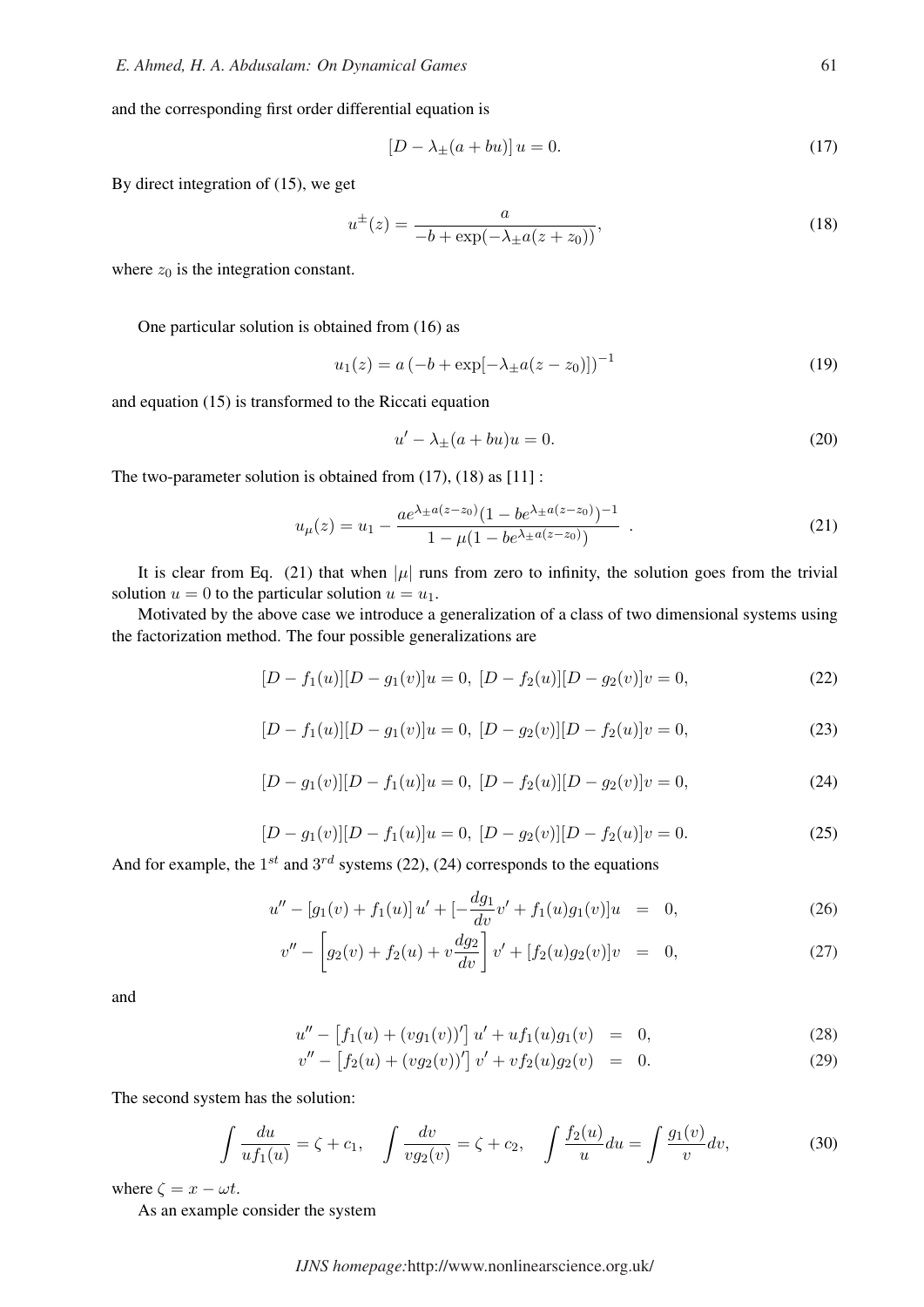and the corresponding first order differential equation is

$$[D - \lambda_{\pm}(a + bu)]\, u = 0. \tag{17}$$

By direct integration of (15), we get

$$u^{\pm}(z) = \frac{a}{-b + \exp(-\lambda_{\pm} a(z + z_0))}, \tag{18}$$

where $z_0$ is the integration constant.

One particular solution is obtained from (16) as

$$u_1(z) = a\left(-b + \exp[-\lambda_{\pm} a(z - z_0)]\right)^{-1} \tag{19}$$

and equation (15) is transformed to the Riccati equation

$$u' - \lambda_{\pm}(a + bu)u = 0. \tag{20}$$

The two-parameter solution is obtained from (17), (18) as [11] :

$$u_{\mu}(z) = u_1 - \frac{a e^{\lambda_{\pm} a(z - z_0)}(1 - b e^{\lambda_{\pm} a(z - z_0)})^{-1}}{1 - \mu(1 - b e^{\lambda_{\pm} a(z - z_0)})} \ . \tag{21}$$

It is clear from Eq. (21) that when $|\mu|$ runs from zero to infinity, the solution goes from the trivial solution $u = 0$ to the particular solution $u = u_1$.

Motivated by the above case we introduce a generalization of a class of two dimensional systems using the factorization method. The four possible generalizations are

$$[D - f_1(u)][D - g_1(v)]u = 0,\ [D - f_2(u)][D - g_2(v)]v = 0, \tag{22}$$

$$[D - f_1(u)][D - g_1(v)]u = 0,\ [D - g_2(v)][D - f_2(u)]v = 0, \tag{23}$$

$$[D - g_1(v)][D - f_1(u)]u = 0,\ [D - f_2(u)][D - g_2(v)]v = 0, \tag{24}$$

$$[D - g_1(v)][D - f_1(u)]u = 0,\ [D - g_2(v)][D - f_2(u)]v = 0. \tag{25}$$

And for example, the $1^{st}$ and $3^{rd}$ systems (22), (24) corresponds to the equations

$$u'' - [g_1(v) + f_1(u)]\, u' + [-\frac{dg_1}{dv}v' + f_1(u)g_1(v)]u = 0, \tag{26}$$

$$v'' - \left[g_2(v) + f_2(u) + v\frac{dg_2}{dv}\right] v' + [f_2(u)g_2(v)]v = 0, \tag{27}$$

and

$$u'' - \left[f_1(u) + (v g_1(v))'\right] u' + u f_1(u) g_1(v) = 0, \tag{28}$$

$$v'' - \left[f_2(u) + (v g_2(v))'\right] v' + v f_2(u) g_2(v) = 0. \tag{29}$$

The second system has the solution:

$$\int \frac{du}{u f_1(u)} = \zeta + c_1, \quad \int \frac{dv}{v g_2(v)} = \zeta + c_2, \quad \int \frac{f_2(u)}{u} du = \int \frac{g_1(v)}{v} dv, \tag{30}$$

where $\zeta = x - \omega t$.

As an example consider the system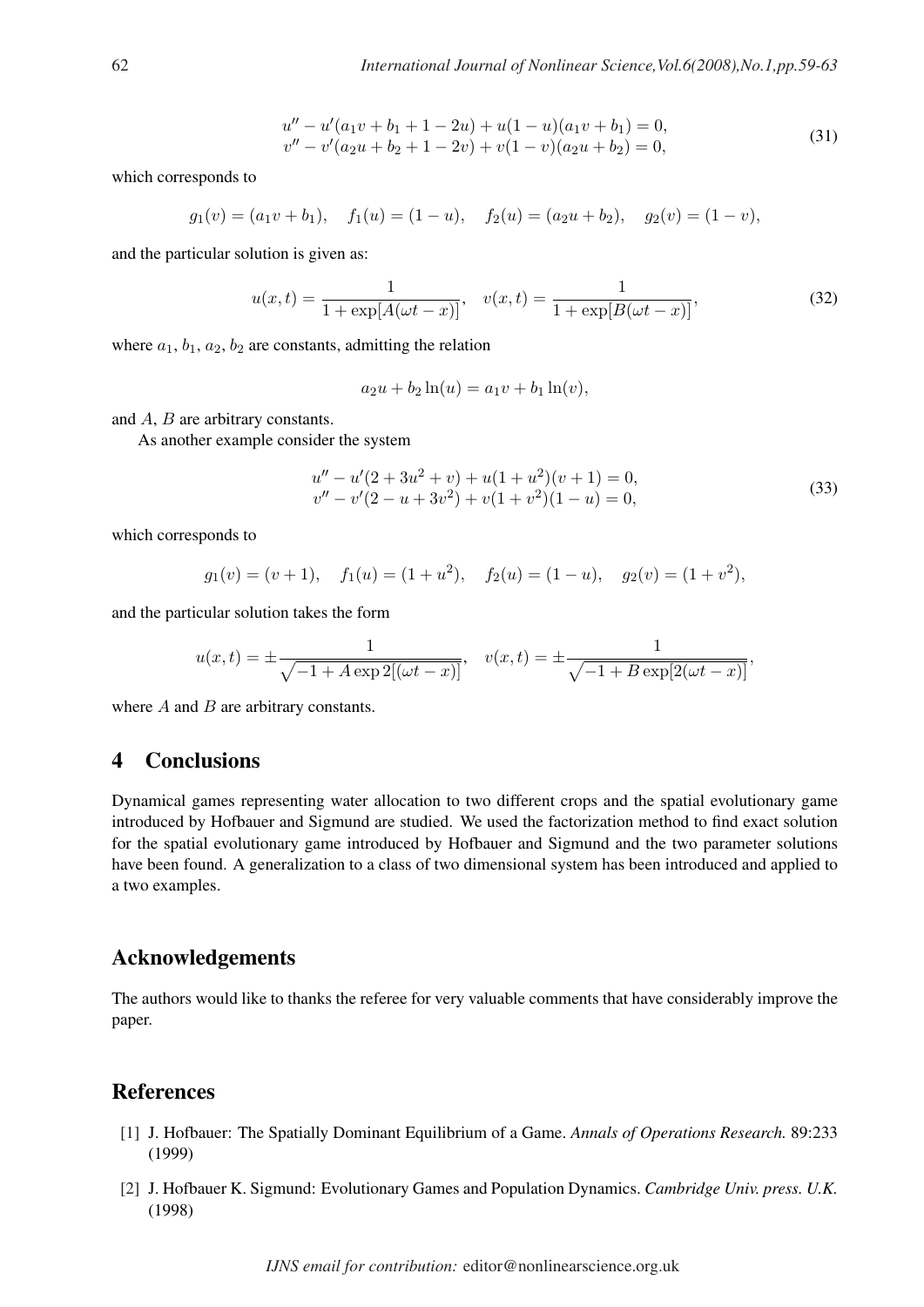$$
\begin{aligned}
u'' - u'(a_1 v + b_1 + 1 - 2u) + u(1-u)(a_1 v + b_1) = 0, \\
v'' - v'(a_2 u + b_2 + 1 - 2v) + v(1-v)(a_2 u + b_2) = 0,
\end{aligned}
\tag{31}
$$

which corresponds to

$$
g_1(v) = (a_1 v + b_1), \quad f_1(u) = (1-u), \quad f_2(u) = (a_2 u + b_2), \quad g_2(v) = (1-v),
$$

and the particular solution is given as:

$$
u(x,t) = \frac{1}{1+\exp[A(\omega t - x)]}, \quad v(x,t) = \frac{1}{1+\exp[B(\omega t - x)]},
\tag{32}
$$

where $a_1$, $b_1$, $a_2$, $b_2$ are constants, admitting the relation

$$
a_2 u + b_2 \ln(u) = a_1 v + b_1 \ln(v),
$$

and $A$, $B$ are arbitrary constants.

As another example consider the system

$$
\begin{aligned}
u'' - u'(2 + 3u^2 + v) + u(1+u^2)(v+1) = 0, \\
v'' - v'(2 - u + 3v^2) + v(1+v^2)(1-u) = 0,
\end{aligned}
\tag{33}
$$

which corresponds to

$$
g_1(v) = (v+1), \quad f_1(u) = (1+u^2), \quad f_2(u) = (1-u), \quad g_2(v) = (1+v^2),
$$

and the particular solution takes the form

$$
u(x,t) = \pm \frac{1}{\sqrt{-1 + A \exp 2[(\omega t - x)]}}, \quad v(x,t) = \pm \frac{1}{\sqrt{-1 + B \exp[2(\omega t - x)]}},
$$

where $A$ and $B$ are arbitrary constants.

## 4 Conclusions

Dynamical games representing water allocation to two different crops and the spatial evolutionary game introduced by Hofbauer and Sigmund are studied. We used the factorization method to find exact solution for the spatial evolutionary game introduced by Hofbauer and Sigmund and the two parameter solutions have been found. A generalization to a class of two dimensional system has been introduced and applied to a two examples.

## Acknowledgements

The authors would like to thanks the referee for very valuable comments that have considerably improve the paper.

## References

[1] J. Hofbauer: The Spatially Dominant Equilibrium of a Game. *Annals of Operations Research.* 89:233 (1999)

[2] J. Hofbauer K. Sigmund: Evolutionary Games and Population Dynamics. *Cambridge Univ. press. U.K.* (1998)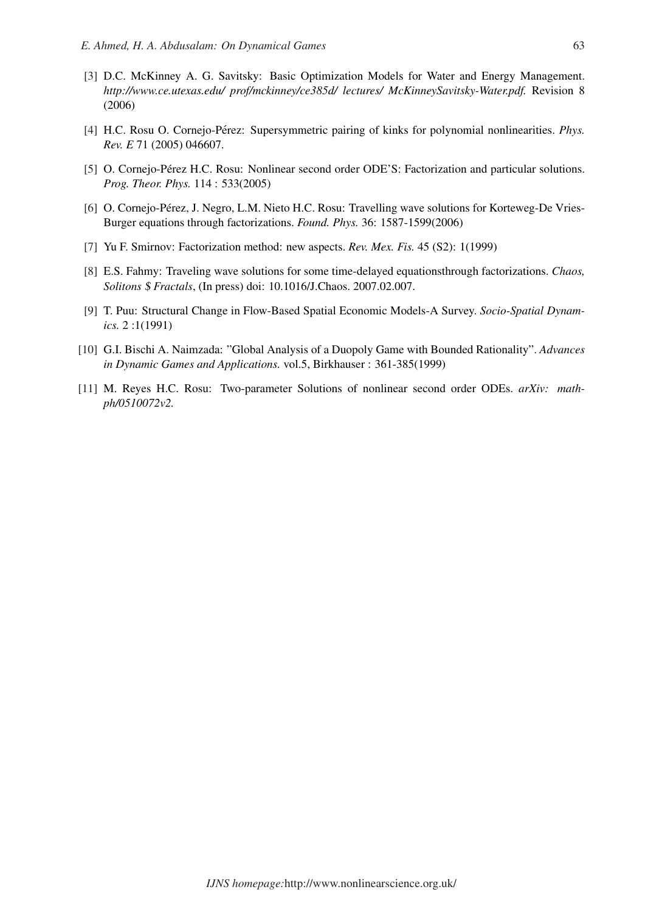[3] D.C. McKinney A. G. Savitsky: Basic Optimization Models for Water and Energy Management. *http://www.ce.utexas.edu/ prof/mckinney/ce385d/ lectures/ McKinneySavitsky-Water.pdf.* Revision 8 (2006)

[4] H.C. Rosu O. Cornejo-Pérez: Supersymmetric pairing of kinks for polynomial nonlinearities. *Phys. Rev. E* 71 (2005) 046607.

[5] O. Cornejo-Pérez H.C. Rosu: Nonlinear second order ODE'S: Factorization and particular solutions. *Prog. Theor. Phys.* 114 : 533(2005)

[6] O. Cornejo-Pérez, J. Negro, L.M. Nieto H.C. Rosu: Travelling wave solutions for Korteweg-De Vries-Burger equations through factorizations. *Found. Phys.* 36: 1587-1599(2006)

[7] Yu F. Smirnov: Factorization method: new aspects. *Rev. Mex. Fis.* 45 (S2): 1(1999)

[8] E.S. Fahmy: Traveling wave solutions for some time-delayed equationsthrough factorizations. *Chaos, Solitons $ Fractals*, (In press) doi: 10.1016/J.Chaos. 2007.02.007.

[9] T. Puu: Structural Change in Flow-Based Spatial Economic Models-A Survey. *Socio-Spatial Dynamics.* 2 :1(1991)

[10] G.I. Bischi A. Naimzada: "Global Analysis of a Duopoly Game with Bounded Rationality". *Advances in Dynamic Games and Applications.* vol.5, Birkhauser : 361-385(1999)

[11] M. Reyes H.C. Rosu: Two-parameter Solutions of nonlinear second order ODEs. *arXiv: math-ph/0510072v2.*